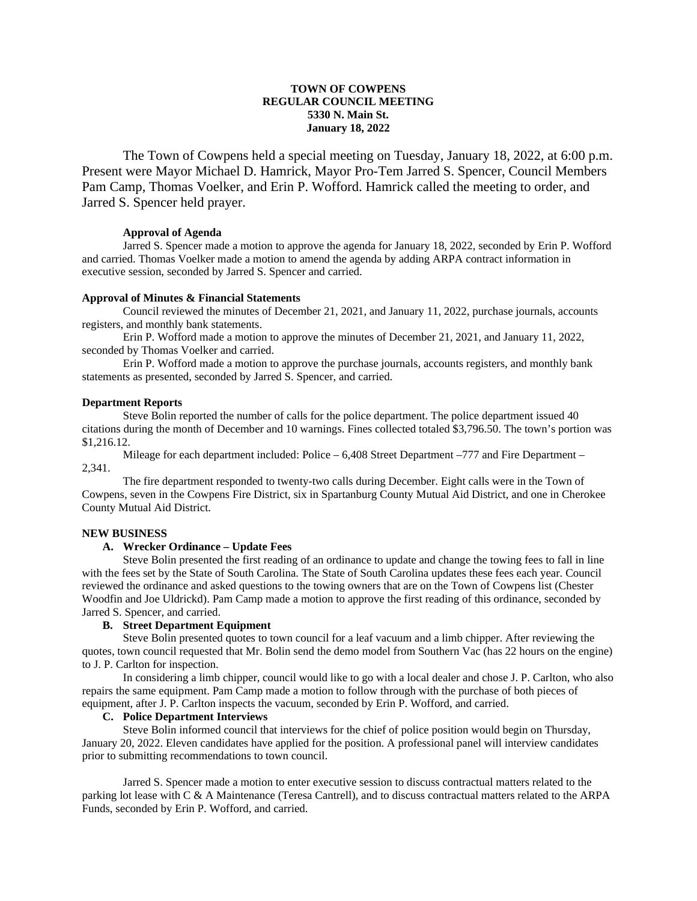**TOWN OF COWPENS**
**REGULAR COUNCIL MEETING**
**5330 N. Main St.**
**January 18, 2022**

The Town of Cowpens held a special meeting on Tuesday, January 18, 2022, at 6:00 p.m. Present were Mayor Michael D. Hamrick, Mayor Pro-Tem Jarred S. Spencer, Council Members Pam Camp, Thomas Voelker, and Erin P. Wofford. Hamrick called the meeting to order, and Jarred S. Spencer held prayer.

**Approval of Agenda**

Jarred S. Spencer made a motion to approve the agenda for January 18, 2022, seconded by Erin P. Wofford and carried. Thomas Voelker made a motion to amend the agenda by adding ARPA contract information in executive session, seconded by Jarred S. Spencer and carried.

**Approval of Minutes & Financial Statements**

Council reviewed the minutes of December 21, 2021, and January 11, 2022, purchase journals, accounts registers, and monthly bank statements.

Erin P. Wofford made a motion to approve the minutes of December 21, 2021, and January 11, 2022, seconded by Thomas Voelker and carried.

Erin P. Wofford made a motion to approve the purchase journals, accounts registers, and monthly bank statements as presented, seconded by Jarred S. Spencer, and carried.

**Department Reports**

Steve Bolin reported the number of calls for the police department. The police department issued 40 citations during the month of December and 10 warnings. Fines collected totaled $3,796.50. The town's portion was $1,216.12.

Mileage for each department included: Police – 6,408 Street Department –777 and Fire Department – 2,341.

The fire department responded to twenty-two calls during December. Eight calls were in the Town of Cowpens, seven in the Cowpens Fire District, six in Spartanburg County Mutual Aid District, and one in Cherokee County Mutual Aid District.

**NEW BUSINESS**

**A. Wrecker Ordinance – Update Fees**

Steve Bolin presented the first reading of an ordinance to update and change the towing fees to fall in line with the fees set by the State of South Carolina. The State of South Carolina updates these fees each year. Council reviewed the ordinance and asked questions to the towing owners that are on the Town of Cowpens list (Chester Woodfin and Joe Uldrickd). Pam Camp made a motion to approve the first reading of this ordinance, seconded by Jarred S. Spencer, and carried.

**B. Street Department Equipment**

Steve Bolin presented quotes to town council for a leaf vacuum and a limb chipper. After reviewing the quotes, town council requested that Mr. Bolin send the demo model from Southern Vac (has 22 hours on the engine) to J. P. Carlton for inspection.

In considering a limb chipper, council would like to go with a local dealer and chose J. P. Carlton, who also repairs the same equipment. Pam Camp made a motion to follow through with the purchase of both pieces of equipment, after J. P. Carlton inspects the vacuum, seconded by Erin P. Wofford, and carried.

**C. Police Department Interviews**

Steve Bolin informed council that interviews for the chief of police position would begin on Thursday, January 20, 2022. Eleven candidates have applied for the position. A professional panel will interview candidates prior to submitting recommendations to town council.

Jarred S. Spencer made a motion to enter executive session to discuss contractual matters related to the parking lot lease with C & A Maintenance (Teresa Cantrell), and to discuss contractual matters related to the ARPA Funds, seconded by Erin P. Wofford, and carried.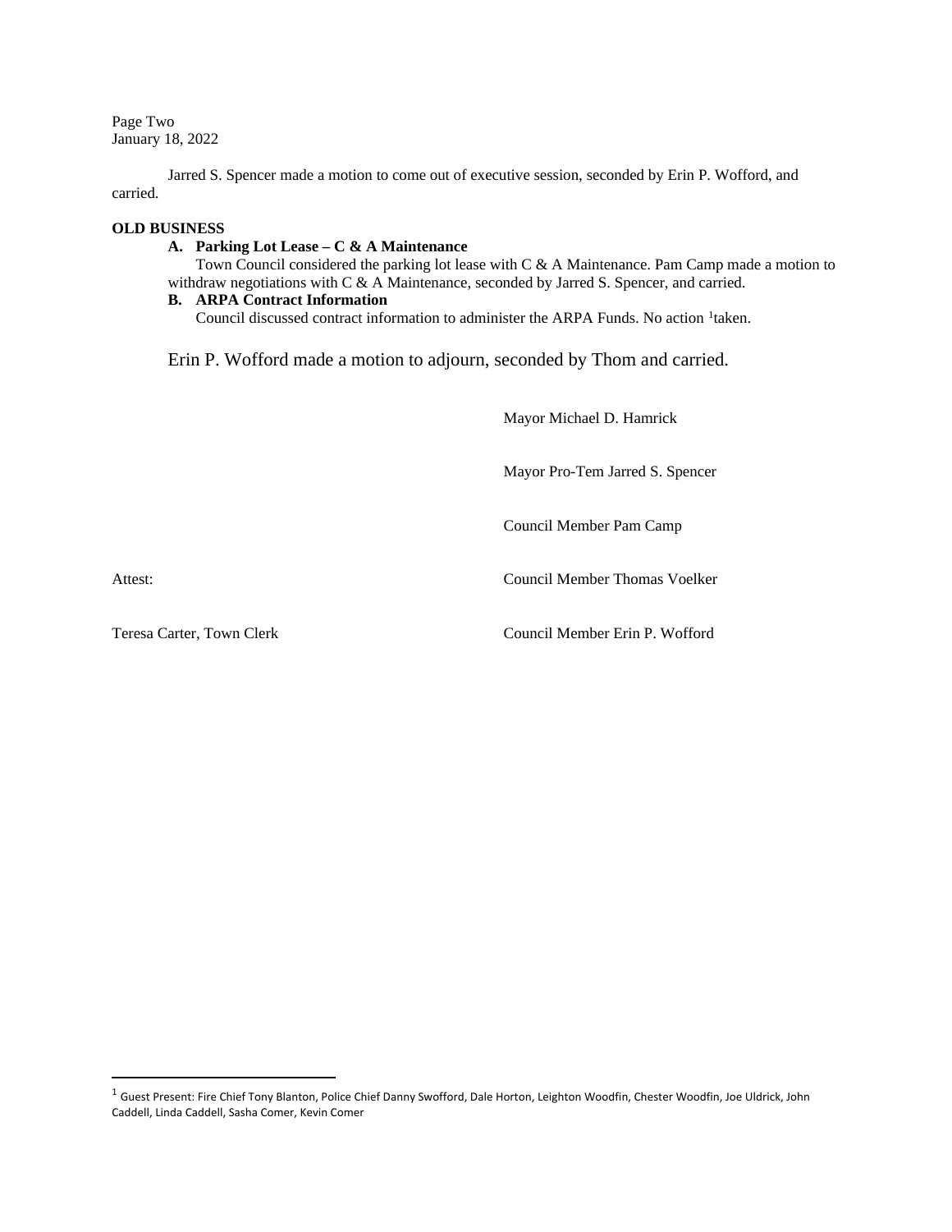Page Two
January 18, 2022

Jarred S. Spencer made a motion to come out of executive session, seconded by Erin P. Wofford, and carried.

**OLD BUSINESS**

**A. Parking Lot Lease – C & A Maintenance**

Town Council considered the parking lot lease with C & A Maintenance. Pam Camp made a motion to withdraw negotiations with C & A Maintenance, seconded by Jarred S. Spencer, and carried.

**B. ARPA Contract Information**

Council discussed contract information to administer the ARPA Funds. No action [1]taken.

Erin P. Wofford made a motion to adjourn, seconded by Thom and carried.

Mayor Michael D. Hamrick

Mayor Pro-Tem Jarred S. Spencer

Council Member Pam Camp

Attest:

Council Member Thomas Voelker

Teresa Carter, Town Clerk

Council Member Erin P. Wofford

[1] Guest Present: Fire Chief Tony Blanton, Police Chief Danny Swofford, Dale Horton, Leighton Woodfin, Chester Woodfin, Joe Uldrick, John Caddell, Linda Caddell, Sasha Comer, Kevin Comer